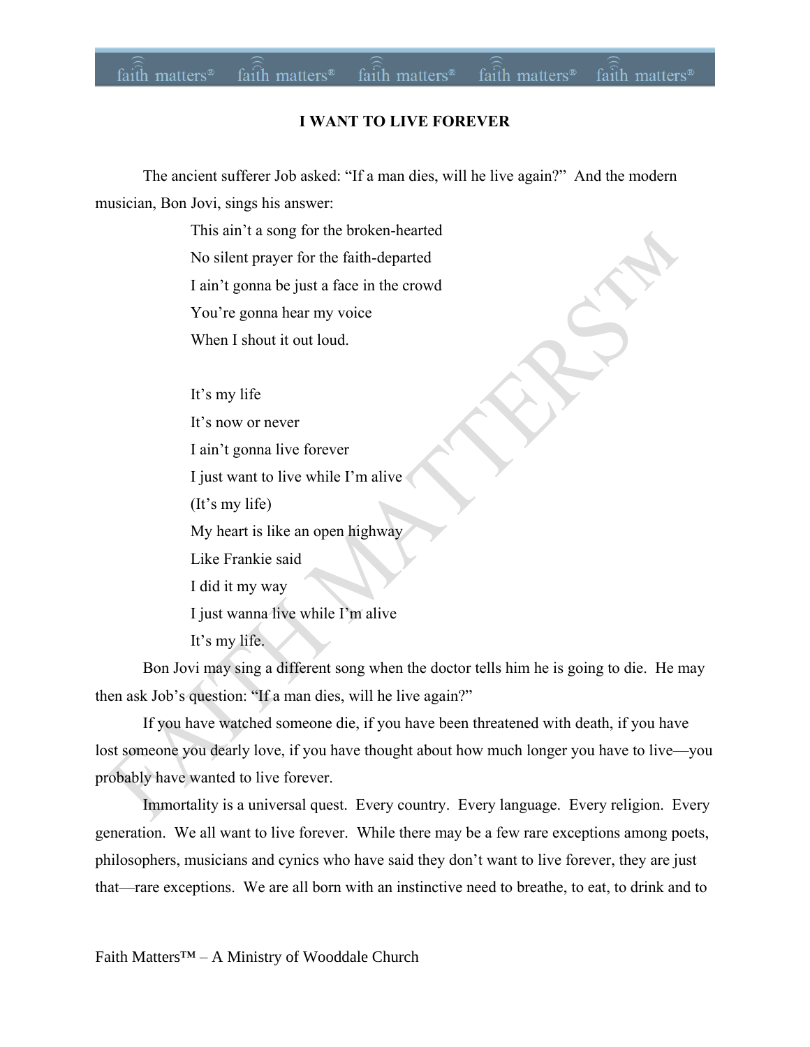# I WANT TO LIVE FOREVER

The ancient sufferer Job asked: "If a man dies, will he live again?" And the modern musician, Bon Jovi, sings his answer:

> This ain't a song for the broken-hearted
> No silent prayer for the faith-departed
> I ain't gonna be just a face in the crowd
> You're gonna hear my voice
> When I shout it out loud.
>
> It's my life
> It's now or never
> I ain't gonna live forever
> I just want to live while I'm alive
> (It's my life)
> My heart is like an open highway
> Like Frankie said
> I did it my way
> I just wanna live while I'm alive
> It's my life.

Bon Jovi may sing a different song when the doctor tells him he is going to die. He may then ask Job's question: "If a man dies, will he live again?"

If you have watched someone die, if you have been threatened with death, if you have lost someone you dearly love, if you have thought about how much longer you have to live—you probably have wanted to live forever.

Immortality is a universal quest. Every country. Every language. Every religion. Every generation. We all want to live forever. While there may be a few rare exceptions among poets, philosophers, musicians and cynics who have said they don't want to live forever, they are just that—rare exceptions. We are all born with an instinctive need to breathe, to eat, to drink and to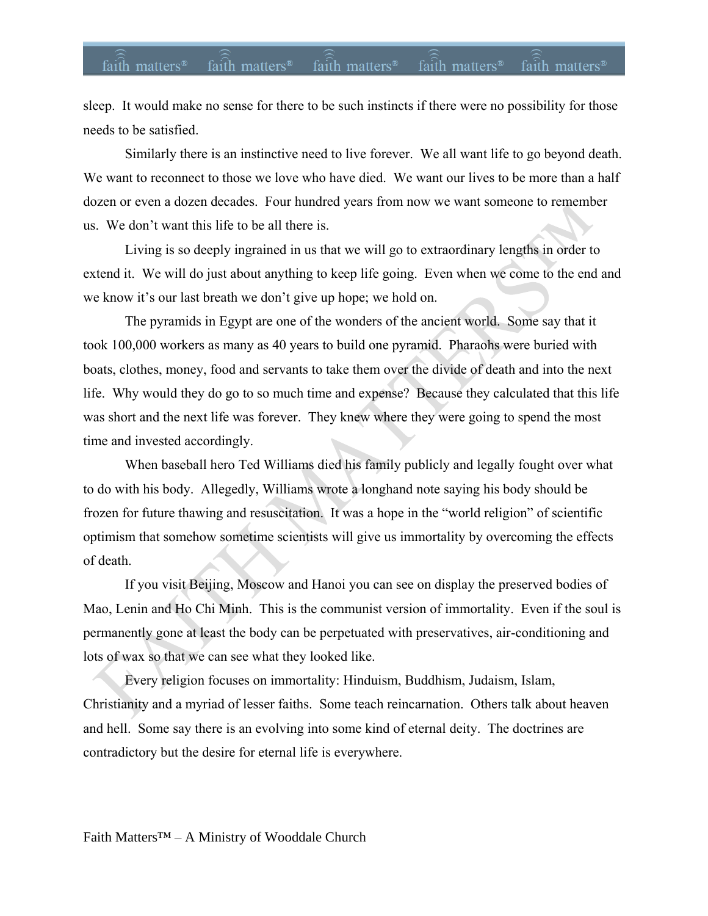sleep. It would make no sense for there to be such instincts if there were no possibility for those needs to be satisfied.

Similarly there is an instinctive need to live forever. We all want life to go beyond death. We want to reconnect to those we love who have died. We want our lives to be more than a half dozen or even a dozen decades. Four hundred years from now we want someone to remember us. We don't want this life to be all there is.

Living is so deeply ingrained in us that we will go to extraordinary lengths in order to extend it. We will do just about anything to keep life going. Even when we come to the end and we know it's our last breath we don't give up hope; we hold on.

The pyramids in Egypt are one of the wonders of the ancient world. Some say that it took 100,000 workers as many as 40 years to build one pyramid. Pharaohs were buried with boats, clothes, money, food and servants to take them over the divide of death and into the next life. Why would they do go to so much time and expense? Because they calculated that this life was short and the next life was forever. They knew where they were going to spend the most time and invested accordingly.

When baseball hero Ted Williams died his family publicly and legally fought over what to do with his body. Allegedly, Williams wrote a longhand note saying his body should be frozen for future thawing and resuscitation. It was a hope in the "world religion" of scientific optimism that somehow sometime scientists will give us immortality by overcoming the effects of death.

If you visit Beijing, Moscow and Hanoi you can see on display the preserved bodies of Mao, Lenin and Ho Chi Minh. This is the communist version of immortality. Even if the soul is permanently gone at least the body can be perpetuated with preservatives, air-conditioning and lots of wax so that we can see what they looked like.

Every religion focuses on immortality: Hinduism, Buddhism, Judaism, Islam, Christianity and a myriad of lesser faiths. Some teach reincarnation. Others talk about heaven and hell. Some say there is an evolving into some kind of eternal deity. The doctrines are contradictory but the desire for eternal life is everywhere.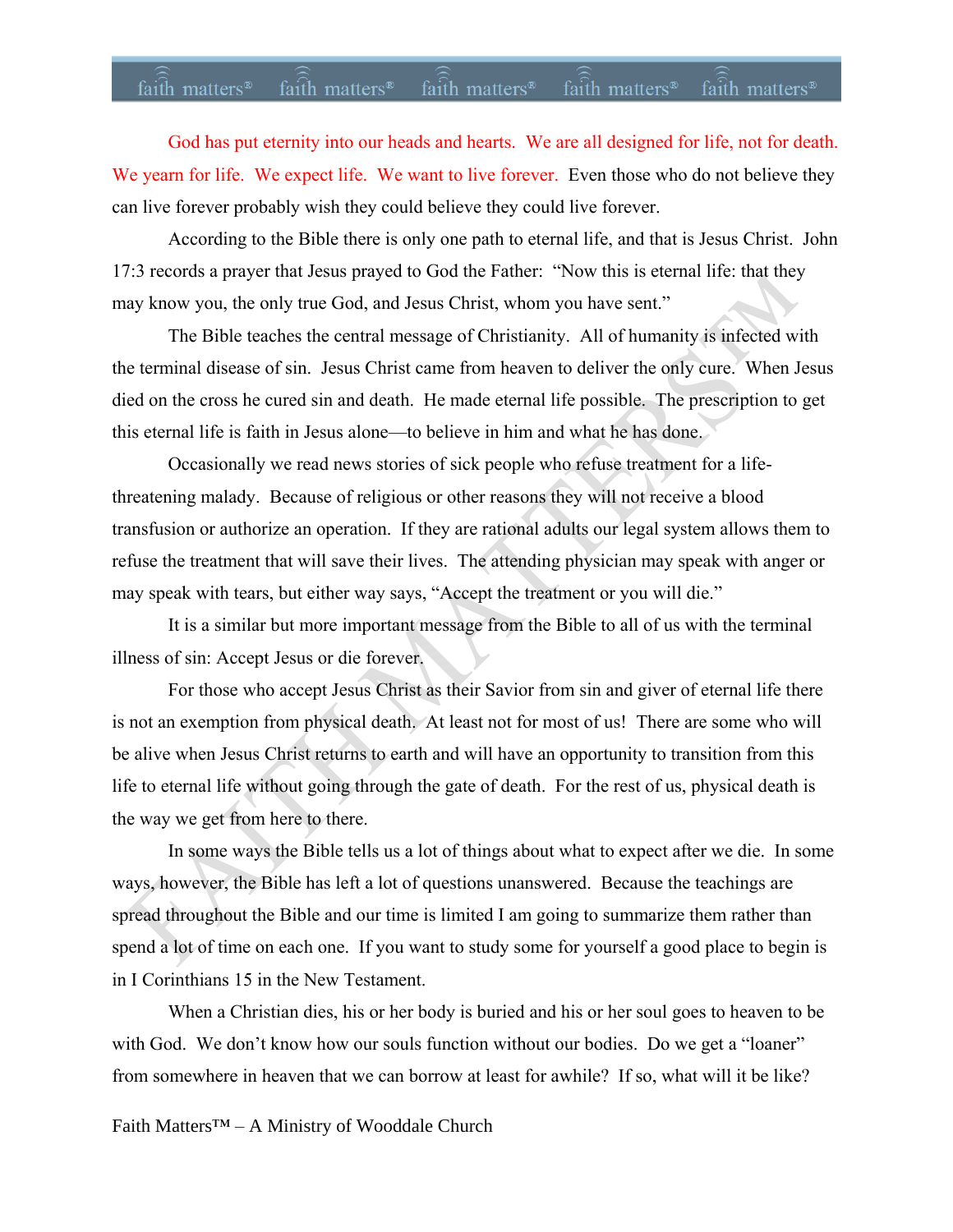God has put eternity into our heads and hearts. We are all designed for life, not for death. We yearn for life. We expect life. We want to live forever. Even those who do not believe they can live forever probably wish they could believe they could live forever.

According to the Bible there is only one path to eternal life, and that is Jesus Christ. John 17:3 records a prayer that Jesus prayed to God the Father: "Now this is eternal life: that they may know you, the only true God, and Jesus Christ, whom you have sent."

The Bible teaches the central message of Christianity. All of humanity is infected with the terminal disease of sin. Jesus Christ came from heaven to deliver the only cure. When Jesus died on the cross he cured sin and death. He made eternal life possible. The prescription to get this eternal life is faith in Jesus alone—to believe in him and what he has done.

Occasionally we read news stories of sick people who refuse treatment for a life-threatening malady. Because of religious or other reasons they will not receive a blood transfusion or authorize an operation. If they are rational adults our legal system allows them to refuse the treatment that will save their lives. The attending physician may speak with anger or may speak with tears, but either way says, "Accept the treatment or you will die."

It is a similar but more important message from the Bible to all of us with the terminal illness of sin: Accept Jesus or die forever.

For those who accept Jesus Christ as their Savior from sin and giver of eternal life there is not an exemption from physical death. At least not for most of us! There are some who will be alive when Jesus Christ returns to earth and will have an opportunity to transition from this life to eternal life without going through the gate of death. For the rest of us, physical death is the way we get from here to there.

In some ways the Bible tells us a lot of things about what to expect after we die. In some ways, however, the Bible has left a lot of questions unanswered. Because the teachings are spread throughout the Bible and our time is limited I am going to summarize them rather than spend a lot of time on each one. If you want to study some for yourself a good place to begin is in I Corinthians 15 in the New Testament.

When a Christian dies, his or her body is buried and his or her soul goes to heaven to be with God. We don't know how our souls function without our bodies. Do we get a "loaner" from somewhere in heaven that we can borrow at least for awhile? If so, what will it be like?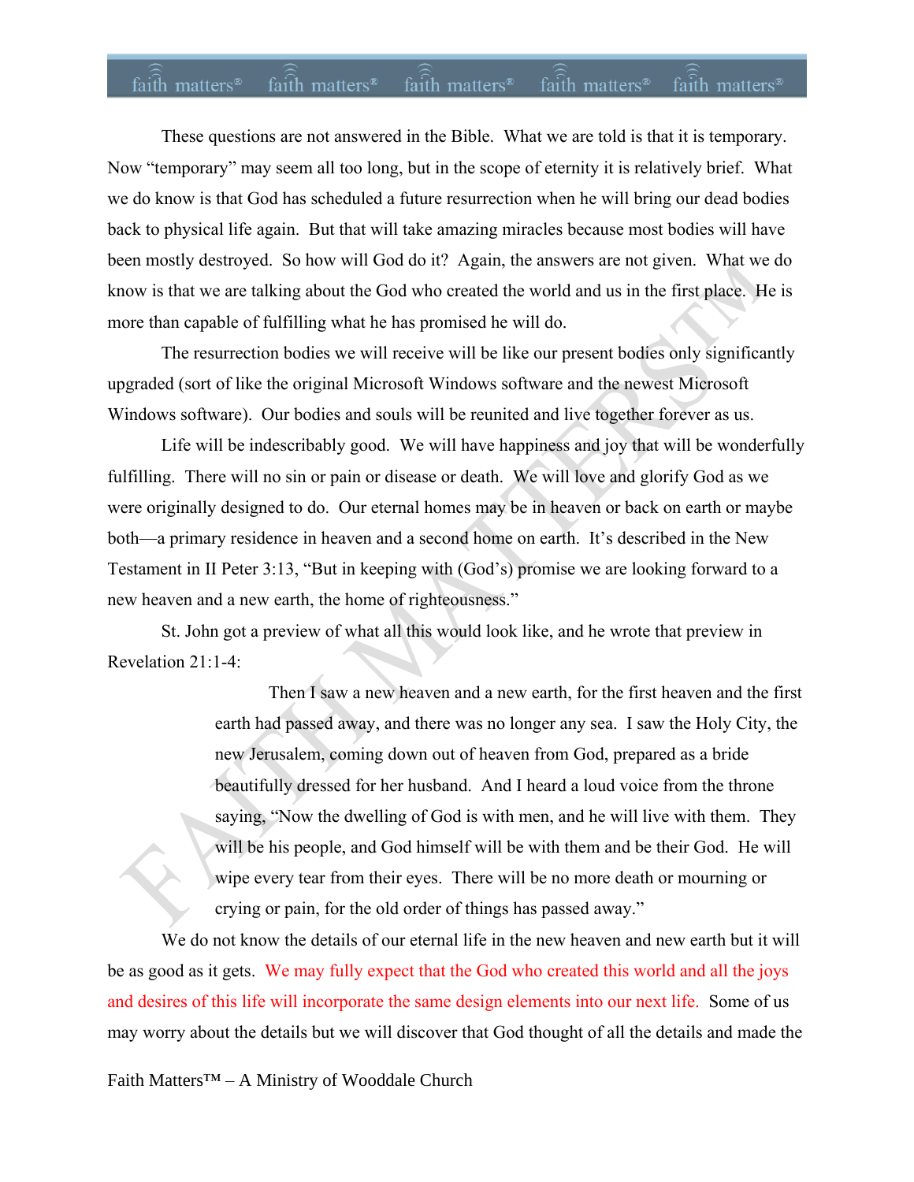These questions are not answered in the Bible. What we are told is that it is temporary. Now "temporary" may seem all too long, but in the scope of eternity it is relatively brief. What we do know is that God has scheduled a future resurrection when he will bring our dead bodies back to physical life again. But that will take amazing miracles because most bodies will have been mostly destroyed. So how will God do it? Again, the answers are not given. What we do know is that we are talking about the God who created the world and us in the first place. He is more than capable of fulfilling what he has promised he will do.

The resurrection bodies we will receive will be like our present bodies only significantly upgraded (sort of like the original Microsoft Windows software and the newest Microsoft Windows software). Our bodies and souls will be reunited and live together forever as us.

Life will be indescribably good. We will have happiness and joy that will be wonderfully fulfilling. There will no sin or pain or disease or death. We will love and glorify God as we were originally designed to do. Our eternal homes may be in heaven or back on earth or maybe both—a primary residence in heaven and a second home on earth. It's described in the New Testament in II Peter 3:13, "But in keeping with (God's) promise we are looking forward to a new heaven and a new earth, the home of righteousness."

St. John got a preview of what all this would look like, and he wrote that preview in Revelation 21:1-4:

> Then I saw a new heaven and a new earth, for the first heaven and the first earth had passed away, and there was no longer any sea. I saw the Holy City, the new Jerusalem, coming down out of heaven from God, prepared as a bride beautifully dressed for her husband. And I heard a loud voice from the throne saying, "Now the dwelling of God is with men, and he will live with them. They will be his people, and God himself will be with them and be their God. He will wipe every tear from their eyes. There will be no more death or mourning or crying or pain, for the old order of things has passed away."

We do not know the details of our eternal life in the new heaven and new earth but it will be as good as it gets. We may fully expect that the God who created this world and all the joys and desires of this life will incorporate the same design elements into our next life. Some of us may worry about the details but we will discover that God thought of all the details and made the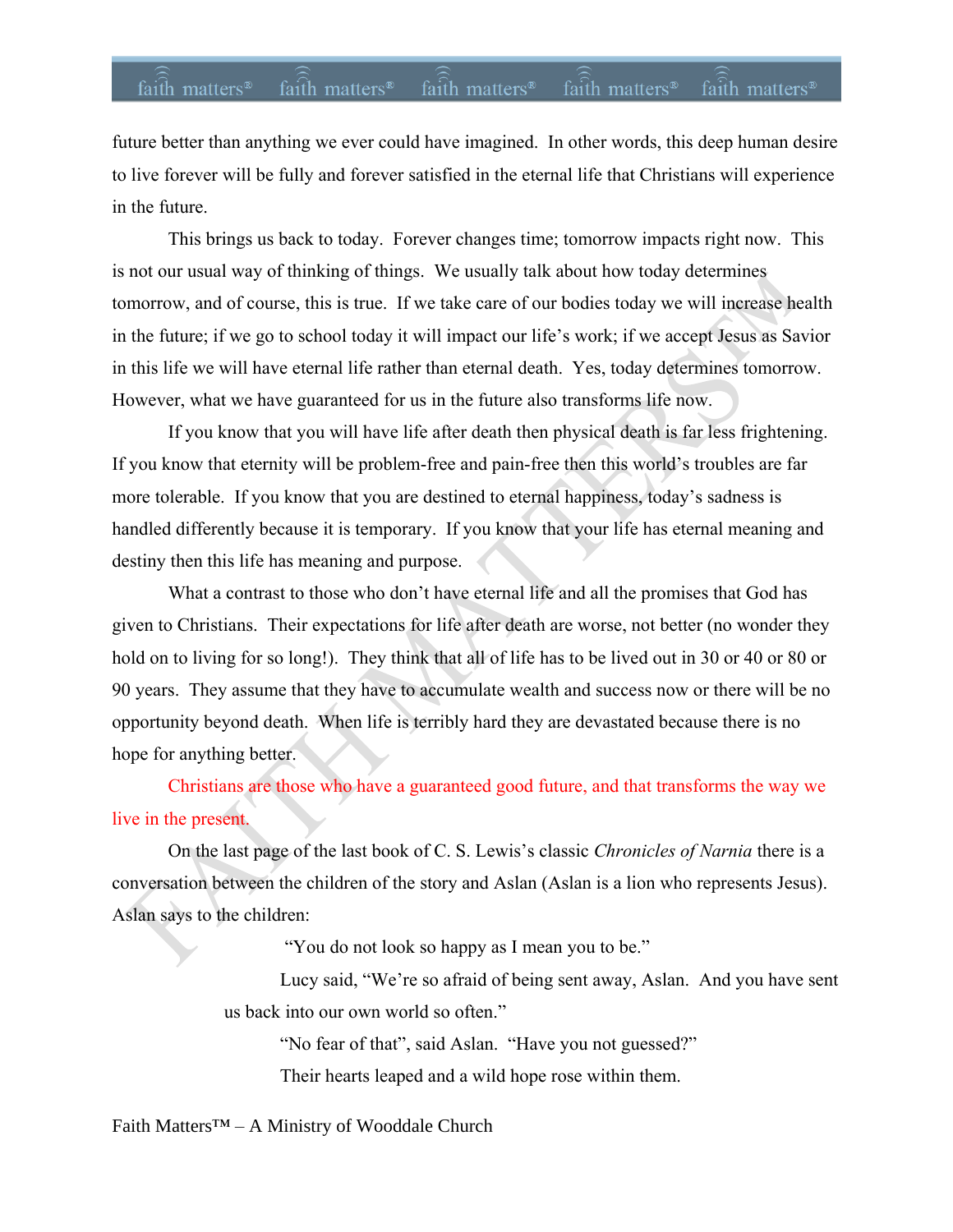future better than anything we ever could have imagined. In other words, this deep human desire to live forever will be fully and forever satisfied in the eternal life that Christians will experience in the future.

This brings us back to today. Forever changes time; tomorrow impacts right now. This is not our usual way of thinking of things. We usually talk about how today determines tomorrow, and of course, this is true. If we take care of our bodies today we will increase health in the future; if we go to school today it will impact our life's work; if we accept Jesus as Savior in this life we will have eternal life rather than eternal death. Yes, today determines tomorrow. However, what we have guaranteed for us in the future also transforms life now.

If you know that you will have life after death then physical death is far less frightening. If you know that eternity will be problem-free and pain-free then this world's troubles are far more tolerable. If you know that you are destined to eternal happiness, today's sadness is handled differently because it is temporary. If you know that your life has eternal meaning and destiny then this life has meaning and purpose.

What a contrast to those who don't have eternal life and all the promises that God has given to Christians. Their expectations for life after death are worse, not better (no wonder they hold on to living for so long!). They think that all of life has to be lived out in 30 or 40 or 80 or 90 years. They assume that they have to accumulate wealth and success now or there will be no opportunity beyond death. When life is terribly hard they are devastated because there is no hope for anything better.

Christians are those who have a guaranteed good future, and that transforms the way we live in the present.

On the last page of the last book of C. S. Lewis's classic *Chronicles of Narnia* there is a conversation between the children of the story and Aslan (Aslan is a lion who represents Jesus). Aslan says to the children:

> "You do not look so happy as I mean you to be."
>
> Lucy said, "We're so afraid of being sent away, Aslan. And you have sent us back into our own world so often."
>
> "No fear of that", said Aslan. "Have you not guessed?"
>
> Their hearts leaped and a wild hope rose within them.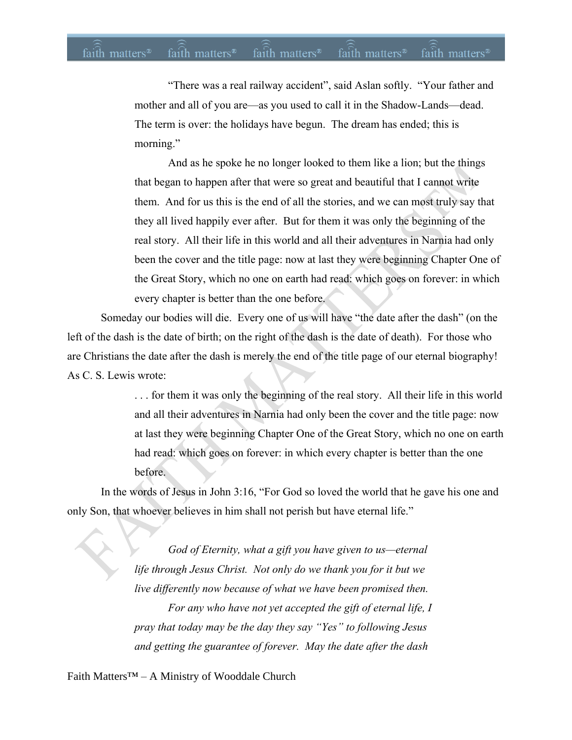> "There was a real railway accident", said Aslan softly. "Your father and mother and all of you are—as you used to call it in the Shadow-Lands—dead. The term is over: the holidays have begun. The dream has ended; this is morning."
>
> And as he spoke he no longer looked to them like a lion; but the things that began to happen after that were so great and beautiful that I cannot write them. And for us this is the end of all the stories, and we can most truly say that they all lived happily ever after. But for them it was only the beginning of the real story. All their life in this world and all their adventures in Narnia had only been the cover and the title page: now at last they were beginning Chapter One of the Great Story, which no one on earth had read: which goes on forever: in which every chapter is better than the one before.

Someday our bodies will die. Every one of us will have "the date after the dash" (on the left of the dash is the date of birth; on the right of the dash is the date of death). For those who are Christians the date after the dash is merely the end of the title page of our eternal biography! As C. S. Lewis wrote:

> . . . for them it was only the beginning of the real story. All their life in this world and all their adventures in Narnia had only been the cover and the title page: now at last they were beginning Chapter One of the Great Story, which no one on earth had read: which goes on forever: in which every chapter is better than the one before.

In the words of Jesus in John 3:16, "For God so loved the world that he gave his one and only Son, that whoever believes in him shall not perish but have eternal life."

> *God of Eternity, what a gift you have given to us—eternal life through Jesus Christ. Not only do we thank you for it but we live differently now because of what we have been promised then.*
>
> *For any who have not yet accepted the gift of eternal life, I pray that today may be the day they say "Yes" to following Jesus and getting the guarantee of forever. May the date after the dash*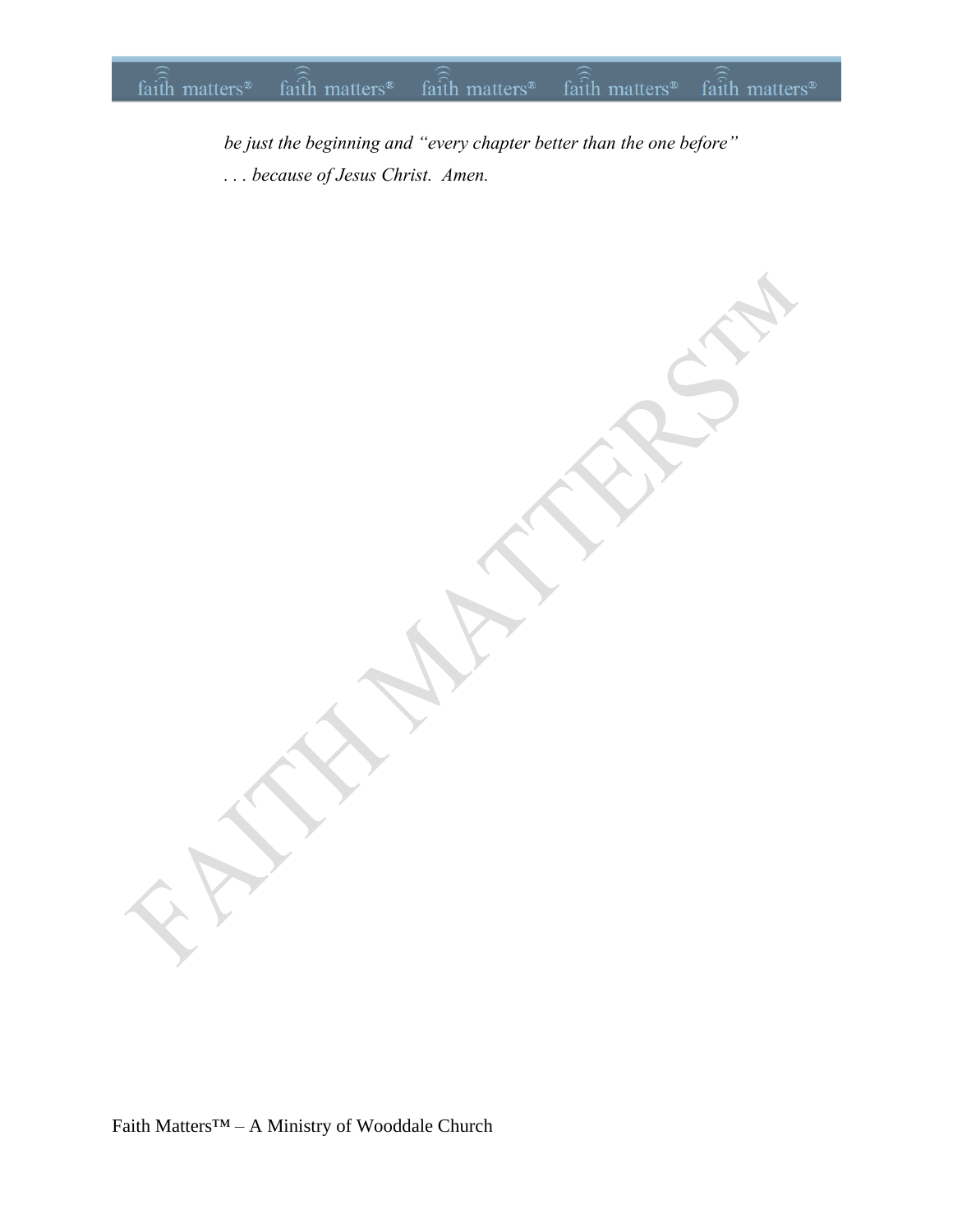*be just the beginning and "every chapter better than the one before" . . . because of Jesus Christ. Amen.*